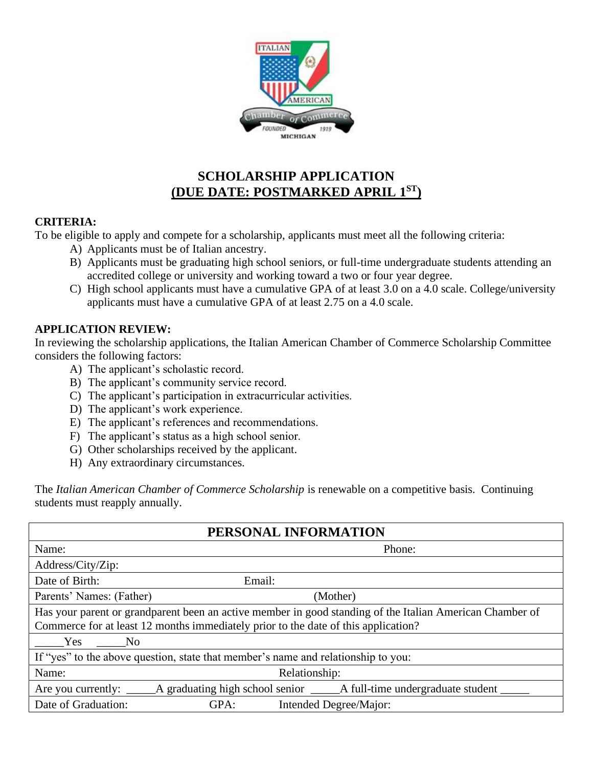# SCHOLARSHIP APPLICATION

## (DUE DATE: POSTMARKED APRIL 1ST)

**CRITERIA:**

To be eligible to apply and compete for a scholarship, applicants must meet all the following criteria:

A) Applicants must be of Italian ancestry.
B) Applicants must be graduating high school seniors, or full-time undergraduate students attending an accredited college or university and working toward a two or four year degree.
C) High school applicants must have a cumulative GPA of at least 3.0 on a 4.0 scale. College/university applicants must have a cumulative GPA of at least 2.75 on a 4.0 scale.

**APPLICATION REVIEW:**

In reviewing the scholarship applications, the Italian American Chamber of Commerce Scholarship Committee considers the following factors:

A) The applicant's scholastic record.
B) The applicant's community service record.
C) The applicant's participation in extracurricular activities.
D) The applicant's work experience.
E) The applicant's references and recommendations.
F) The applicant's status as a high school senior.
G) Other scholarships received by the applicant.
H) Any extraordinary circumstances.

The *Italian American Chamber of Commerce Scholarship* is renewable on a competitive basis. Continuing students must reapply annually.

| PERSONAL INFORMATION | | |
|---|---|---|
| Name: | | Phone: |
| Address/City/Zip: | | |
| Date of Birth: | Email: | |
| Parents' Names: (Father) | | (Mother) |
| Has your parent or grandparent been an active member in good standing of the Italian American Chamber of Commerce for at least 12 months immediately prior to the date of this application? | | |
| _____Yes _____No | | |
| If "yes" to the above question, state that member's name and relationship to you: | | |
| Name: | Relationship: | |
| Are you currently: _____A graduating high school senior _____A full-time undergraduate student _____ | | |
| Date of Graduation: | GPA: | Intended Degree/Major: |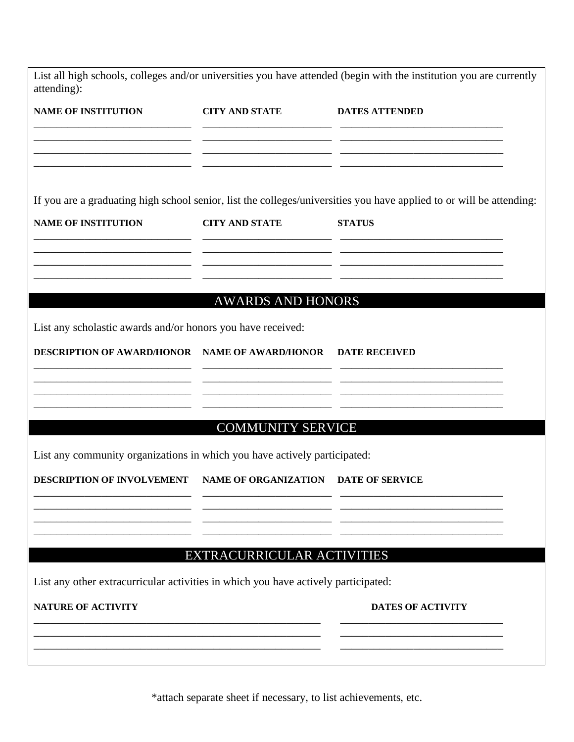List all high schools, colleges and/or universities you have attended (begin with the institution you are currently attending):

| NAME OF INSTITUTION | CITY AND STATE | DATES ATTENDED |
| --- | --- | --- |
| | | |
| | | |
| | | |
| | | |

If you are a graduating high school senior, list the colleges/universities you have applied to or will be attending:

| NAME OF INSTITUTION | CITY AND STATE | STATUS |
| --- | --- | --- |
| | | |
| | | |
| | | |
| | | |

## AWARDS AND HONORS

List any scholastic awards and/or honors you have received:

| DESCRIPTION OF AWARD/HONOR | NAME OF AWARD/HONOR | DATE RECEIVED |
| --- | --- | --- |
| | | |
| | | |
| | | |
| | | |

## COMMUNITY SERVICE

List any community organizations in which you have actively participated:

| DESCRIPTION OF INVOLVEMENT | NAME OF ORGANIZATION | DATE OF SERVICE |
| --- | --- | --- |
| | | |
| | | |
| | | |
| | | |

## EXTRACURRICULAR ACTIVITIES

List any other extracurricular activities in which you have actively participated:

| NATURE OF ACTIVITY | DATES OF ACTIVITY |
| --- | --- |
| | |
| | |
| | |

*attach separate sheet if necessary, to list achievements, etc.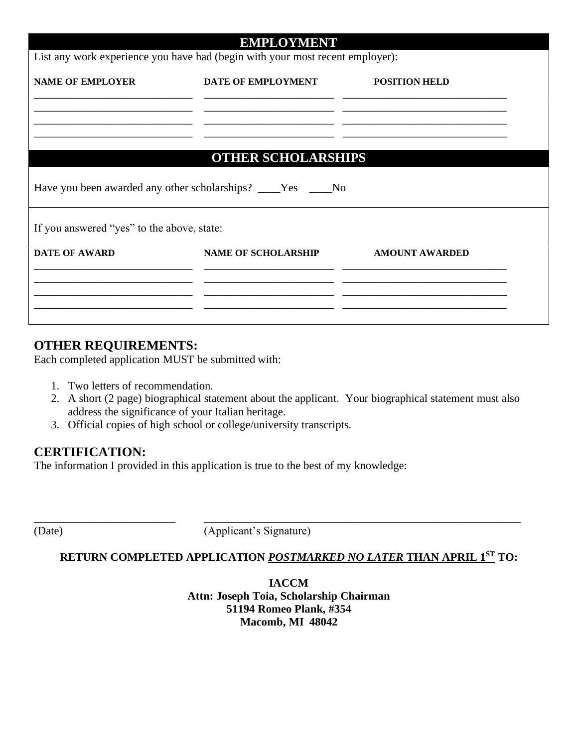## EMPLOYMENT

List any work experience you have had (begin with your most recent employer):

| NAME OF EMPLOYER | DATE OF EMPLOYMENT | POSITION HELD |
|---|---|---|
| | | |
| | | |
| | | |
| | | |

## OTHER SCHOLARSHIPS

Have you been awarded any other scholarships? ____Yes ____No

If you answered "yes" to the above, state:

| DATE OF AWARD | NAME OF SCHOLARSHIP | AMOUNT AWARDED |
|---|---|---|
| | | |
| | | |
| | | |
| | | |

## OTHER REQUIREMENTS:

Each completed application MUST be submitted with:

1. Two letters of recommendation.
2. A short (2 page) biographical statement about the applicant. Your biographical statement must also address the significance of your Italian heritage.
3. Official copies of high school or college/university transcripts.

## CERTIFICATION:

The information I provided in this application is true to the best of my knowledge:

_________________________ (Date)

_________________________________________________________ (Applicant's Signature)

**RETURN COMPLETED APPLICATION _**POSTMARKED NO LATER**_ THAN APRIL 1ST TO:**

**IACCM**
**Attn: Joseph Toia, Scholarship Chairman**
**51194 Romeo Plank, #354**
**Macomb, MI 48042**